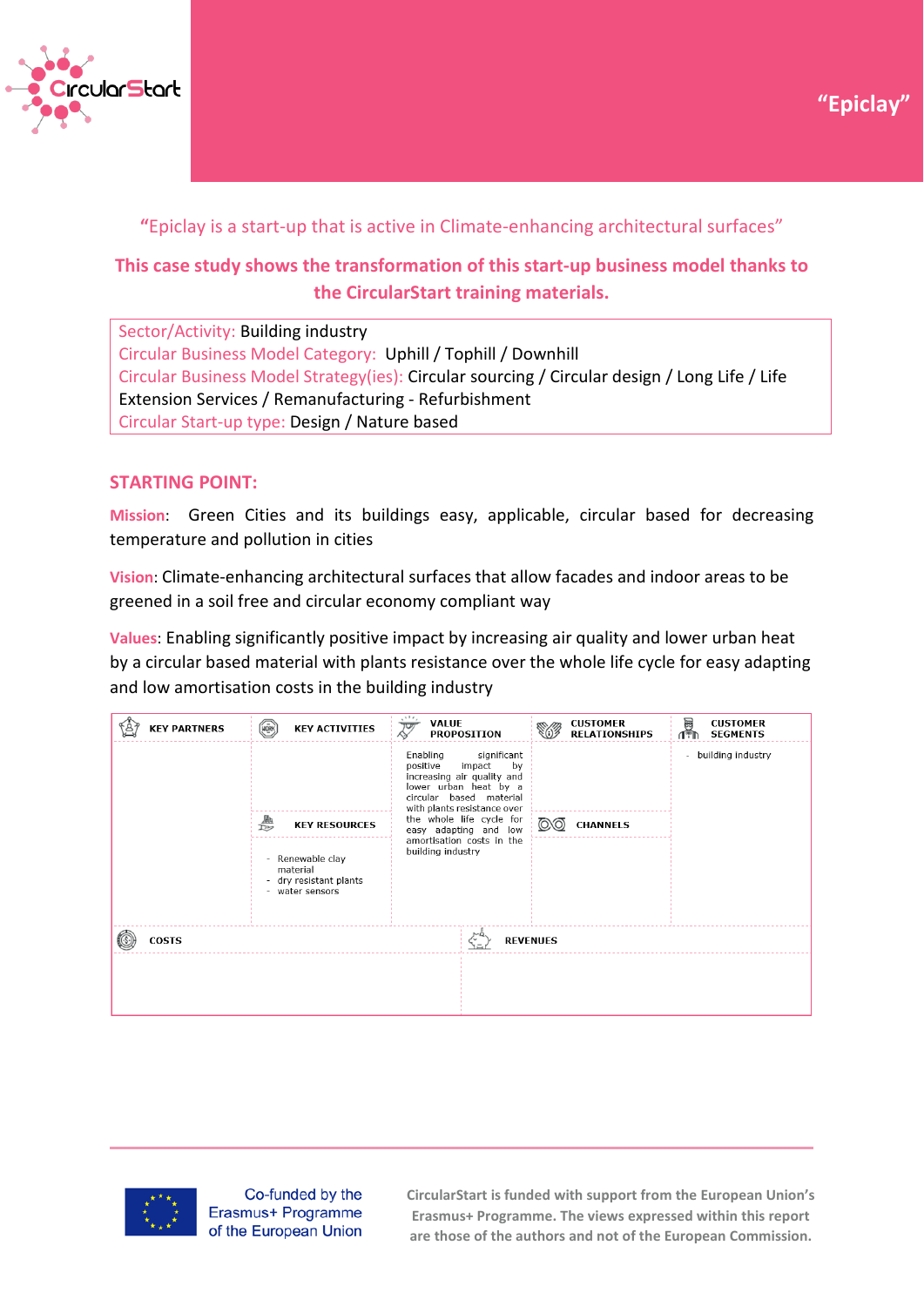# "Epiclay"

"Epiclay is a start-up that is active in Climate-enhancing architectural surfaces"

**This case study shows the transformation of this start-up business model thanks to the CircularStart training materials.**

| |
|---|
| Sector/Activity: Building industry<br>Circular Business Model Category: Uphill / Tophill / Downhill<br>Circular Business Model Strategy(ies): Circular sourcing / Circular design / Long Life / Life Extension Services / Remanufacturing - Refurbishment<br>Circular Start-up type: Design / Nature based |

## STARTING POINT:

**Mission**: Green Cities and its buildings easy, applicable, circular based for decreasing temperature and pollution in cities

**Vision**: Climate-enhancing architectural surfaces that allow facades and indoor areas to be greened in a soil free and circular economy compliant way

**Values**: Enabling significantly positive impact by increasing air quality and lower urban heat by a circular based material with plants resistance over the whole life cycle for easy adapting and low amortisation costs in the building industry

| KEY PARTNERS | KEY ACTIVITIES | VALUE PROPOSITION | CUSTOMER RELATIONSHIPS | CUSTOMER SEGMENTS |
|---|---|---|---|---|
| | | Enabling significant positive impact by increasing air quality and lower urban heat by a circular based material with plants resistance over the whole life cycle for easy adapting and low amortisation costs in the building industry | | - building industry |
| | **KEY RESOURCES**<br>- Renewable clay material<br>- dry resistant plants<br>- water sensors | | **CHANNELS** | |
| **COSTS** | | **REVENUES** | | |
| | | | | |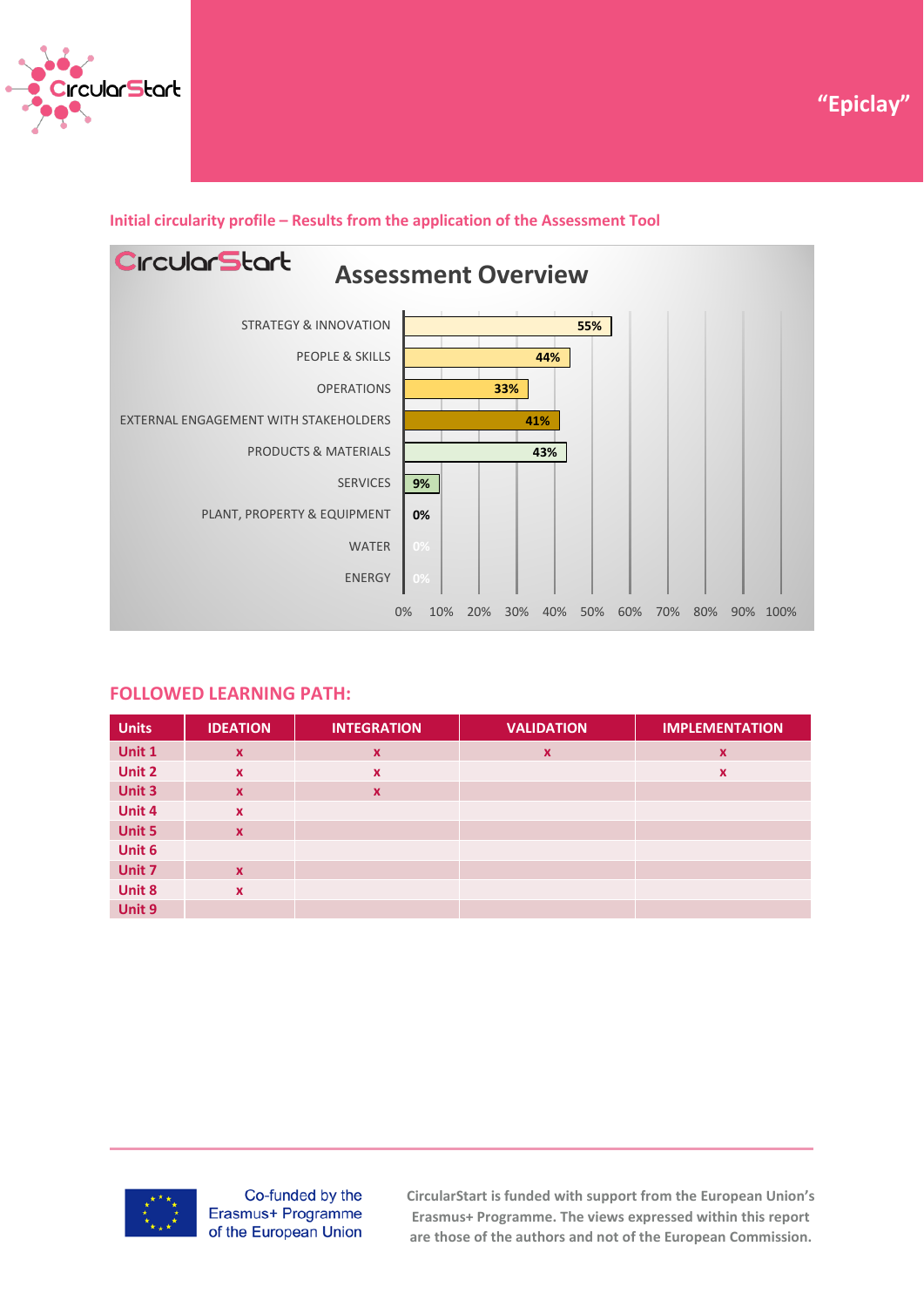"Epiclay"

**Initial circularity profile – Results from the application of the Assessment Tool**

**Assessment Overview**

| Area | Score |
|---|---|
| STRATEGY & INNOVATION | 55% |
| PEOPLE & SKILLS | 44% |
| OPERATIONS | 33% |
| EXTERNAL ENGAGEMENT WITH STAKEHOLDERS | 41% |
| PRODUCTS & MATERIALS | 43% |
| SERVICES | 9% |
| PLANT, PROPERTY & EQUIPMENT | 0% |
| WATER | 0% |
| ENERGY | 0% |

## FOLLOWED LEARNING PATH:

| Units | IDEATION | INTEGRATION | VALIDATION | IMPLEMENTATION |
|---|---|---|---|---|
| Unit 1 | x | x | x | x |
| Unit 2 | x | x | | x |
| Unit 3 | x | x | | |
| Unit 4 | x | | | |
| Unit 5 | x | | | |
| Unit 6 | | | | |
| Unit 7 | x | | | |
| Unit 8 | x | | | |
| Unit 9 | | | | |

Co-funded by the Erasmus+ Programme of the European Union

CircularStart is funded with support from the European Union's Erasmus+ Programme. The views expressed within this report are those of the authors and not of the European Commission.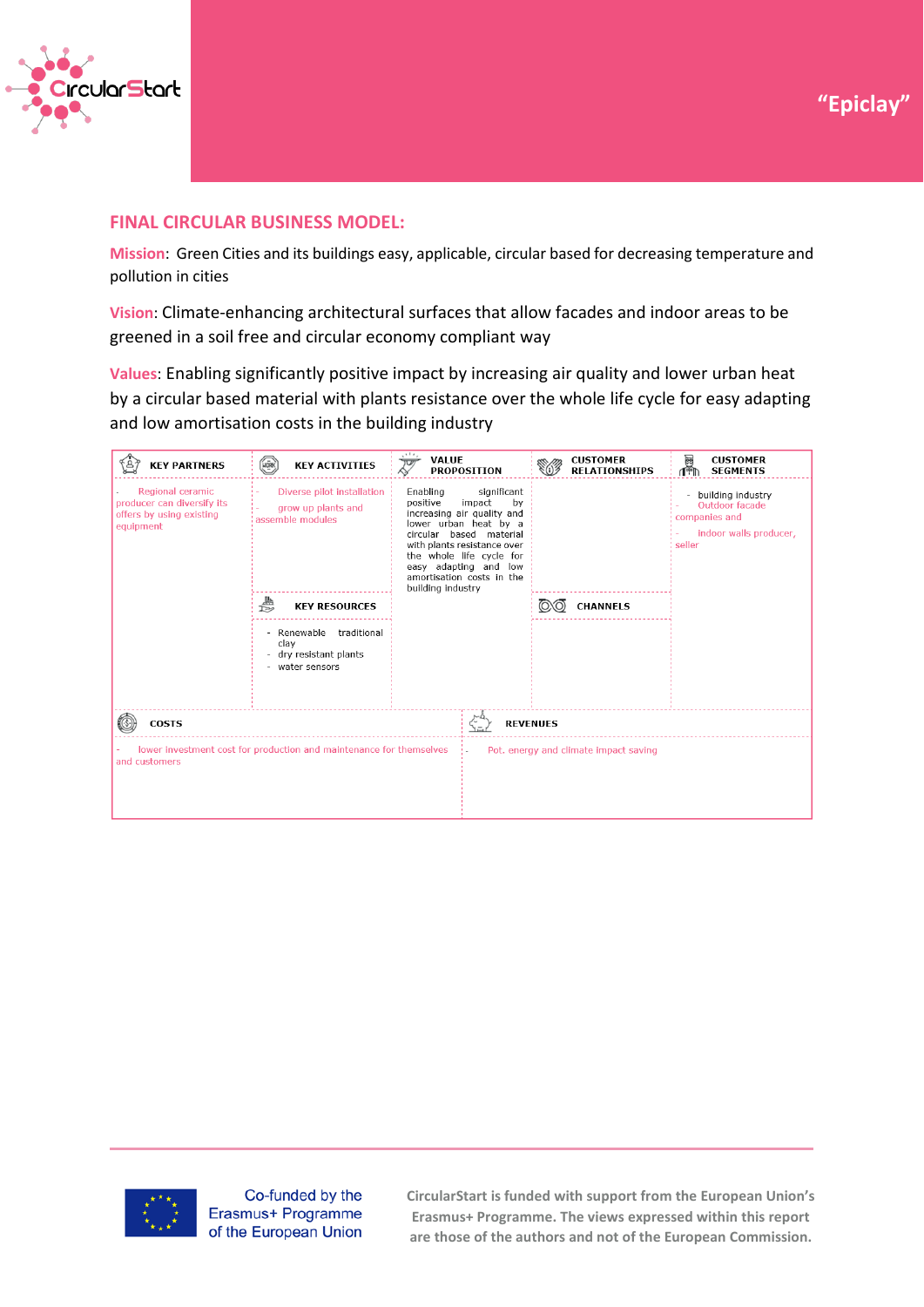"Epiclay"

## FINAL CIRCULAR BUSINESS MODEL:

**Mission**: Green Cities and its buildings easy, applicable, circular based for decreasing temperature and pollution in cities

**Vision**: Climate-enhancing architectural surfaces that allow facades and indoor areas to be greened in a soil free and circular economy compliant way

**Values**: Enabling significantly positive impact by increasing air quality and lower urban heat by a circular based material with plants resistance over the whole life cycle for easy adapting and low amortisation costs in the building industry

| KEY PARTNERS | KEY ACTIVITIES | VALUE PROPOSITION | CUSTOMER RELATIONSHIPS | CUSTOMER SEGMENTS |
|---|---|---|---|---|
| - Regional ceramic producer can diversify its offers by using existing equipment | - Diverse pilot installation<br>- grow up plants and assemble modules | Enabling significant positive impact by increasing air quality and lower urban heat by a circular based material with plants resistance over the whole life cycle for easy adapting and low amortisation costs in the building industry | | - building industry<br>- Outdoor facade companies and<br>- indoor walls producer, seller |
| | **KEY RESOURCES** | | **CHANNELS** | |
| | - Renewable traditional clay<br>- dry resistant plants<br>- water sensors | | | |

| COSTS | REVENUES |
|---|---|
| - lower investment cost for production and maintenance for themselves and customers | - Pot. energy and climate impact saving |

Co-funded by the Erasmus+ Programme of the European Union

CircularStart is funded with support from the European Union's Erasmus+ Programme. The views expressed within this report are those of the authors and not of the European Commission.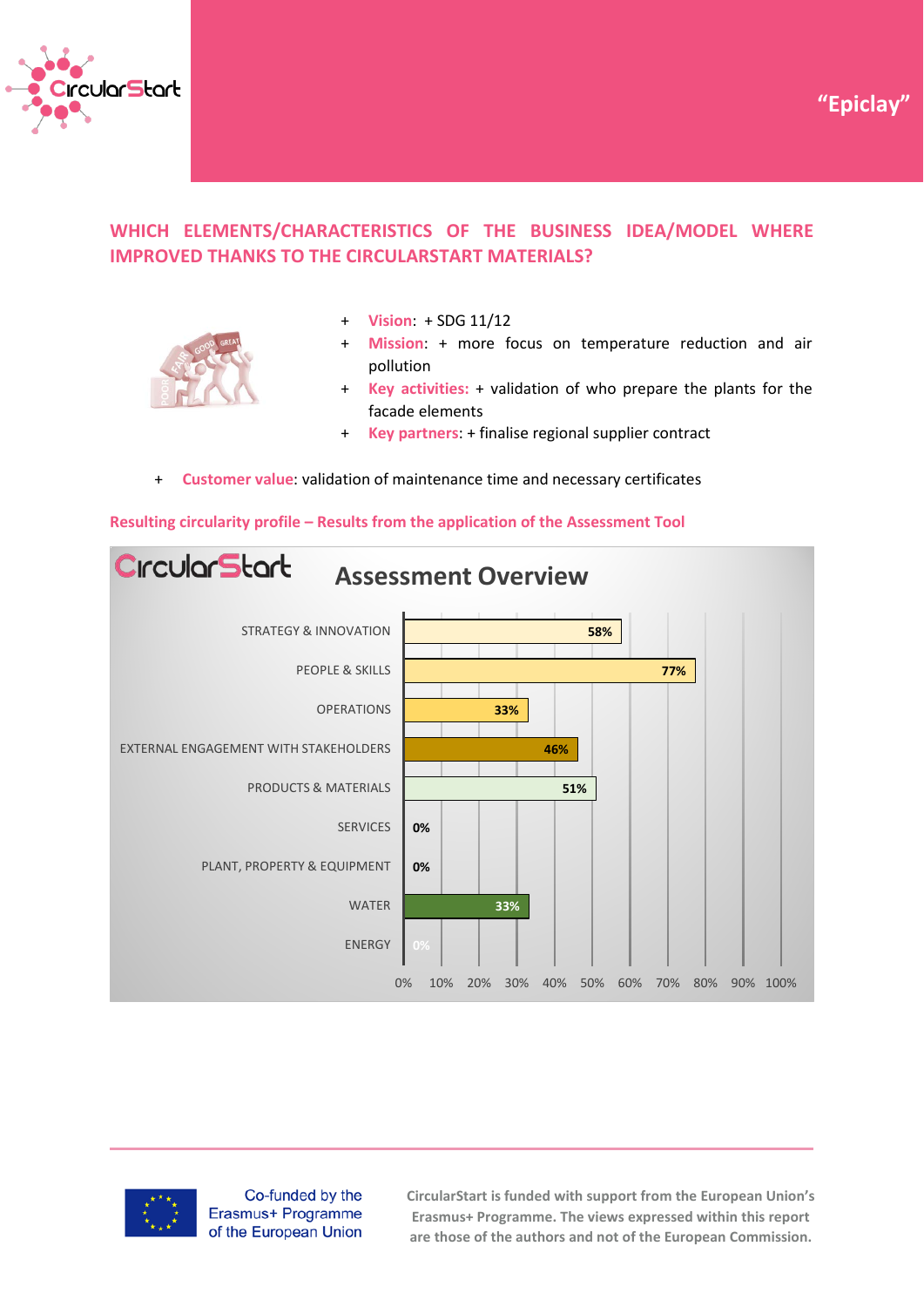"Epiclay"

## WHICH ELEMENTS/CHARACTERISTICS OF THE BUSINESS IDEA/MODEL WHERE IMPROVED THANKS TO THE CIRCULARSTART MATERIALS?

- + **Vision**: + SDG 11/12
- + **Mission**: + more focus on temperature reduction and air pollution
- + **Key activities:** + validation of who prepare the plants for the facade elements
- + **Key partners**: + finalise regional supplier contract

- + **Customer value**: validation of maintenance time and necessary certificates

**Resulting circularity profile – Results from the application of the Assessment Tool**

CircularStart — Assessment Overview

| Category | Score |
|---|---|
| STRATEGY & INNOVATION | 58% |
| PEOPLE & SKILLS | 77% |
| OPERATIONS | 33% |
| EXTERNAL ENGAGEMENT WITH STAKEHOLDERS | 46% |
| PRODUCTS & MATERIALS | 51% |
| SERVICES | 0% |
| PLANT, PROPERTY & EQUIPMENT | 0% |
| WATER | 33% |
| ENERGY | 0% |

Co-funded by the Erasmus+ Programme of the European Union

CircularStart is funded with support from the European Union's Erasmus+ Programme. The views expressed within this report are those of the authors and not of the European Commission.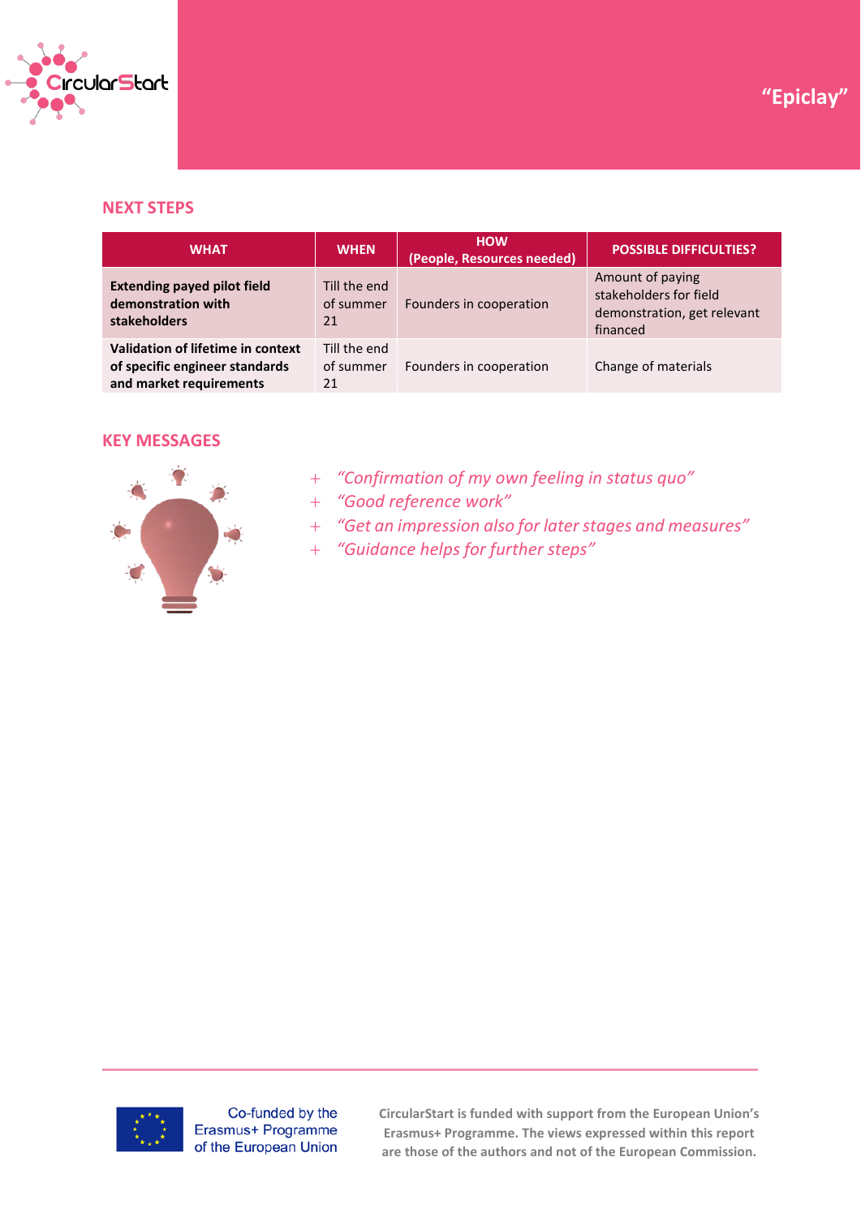## NEXT STEPS

| WHAT | WHEN | HOW (People, Resources needed) | POSSIBLE DIFFICULTIES? |
|---|---|---|---|
| **Extending payed pilot field demonstration with stakeholders** | Till the end of summer 21 | Founders in cooperation | Amount of paying stakeholders for field demonstration, get relevant financed |
| **Validation of lifetime in context of specific engineer standards and market requirements** | Till the end of summer 21 | Founders in cooperation | Change of materials |

## KEY MESSAGES

- *"Confirmation of my own feeling in status quo"*
- *"Good reference work"*
- *"Get an impression also for later stages and measures"*
- *"Guidance helps for further steps"*

Co-funded by the Erasmus+ Programme of the European Union

CircularStart is funded with support from the European Union's Erasmus+ Programme. The views expressed within this report are those of the authors and not of the European Commission.